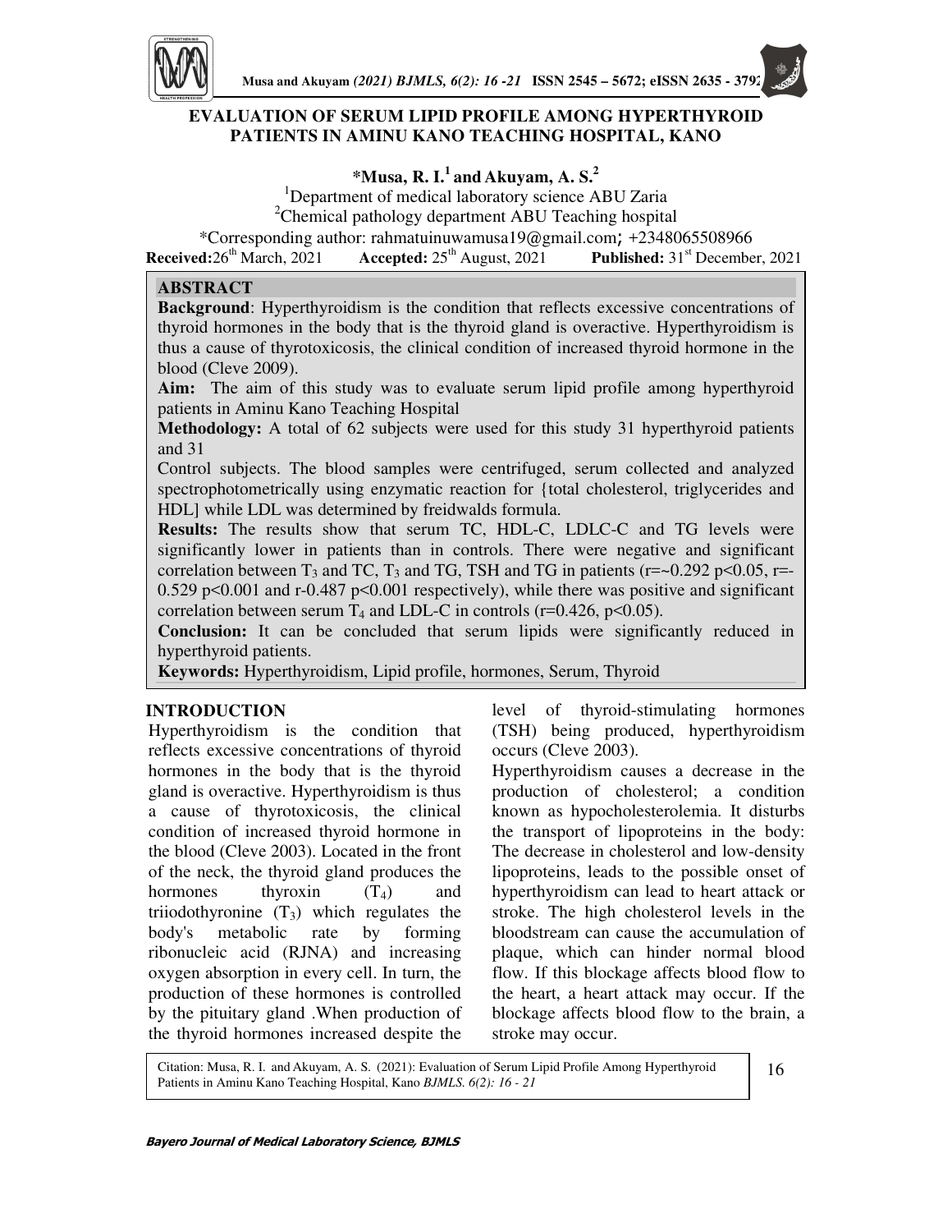# EVALUATION OF SERUM LIPID PROFILE AMONG HYPERTHYROID PATIENTS IN AMINU KANO TEACHING HOSPITAL, KANO

**\*Musa, R. I.[1] and Akuyam, A. S.[2]**

[1]Department of medical laboratory science ABU Zaria
[2]Chemical pathology department ABU Teaching hospital
\*Corresponding author: rahmatuinuwamusa19@gmail.com; +2348065508966

**Received:** 26th March, 2021 **Accepted:** 25th August, 2021 **Published:** 31st December, 2021

## ABSTRACT

**Background**: Hyperthyroidism is the condition that reflects excessive concentrations of thyroid hormones in the body that is the thyroid gland is overactive. Hyperthyroidism is thus a cause of thyrotoxicosis, the clinical condition of increased thyroid hormone in the blood (Cleve 2009).

**Aim:** The aim of this study was to evaluate serum lipid profile among hyperthyroid patients in Aminu Kano Teaching Hospital

**Methodology:** A total of 62 subjects were used for this study 31 hyperthyroid patients and 31

Control subjects. The blood samples were centrifuged, serum collected and analyzed spectrophotometrically using enzymatic reaction for {total cholesterol, triglycerides and HDL] while LDL was determined by freidwalds formula.

**Results:** The results show that serum TC, HDL-C, LDLC-C and TG levels were significantly lower in patients than in controls. There were negative and significant correlation between $T_3$ and TC, $T_3$ and TG, TSH and TG in patients (r=~0.292 $p<0.05$, r=-0.529 $p<0.001$ and r-0.487 $p<0.001$ respectively), while there was positive and significant correlation between serum $T_4$ and LDL-C in controls (r=0.426, $p<0.05$).

**Conclusion:** It can be concluded that serum lipids were significantly reduced in hyperthyroid patients.

**Keywords:** Hyperthyroidism, Lipid profile, hormones, Serum, Thyroid

## INTRODUCTION

Hyperthyroidism is the condition that reflects excessive concentrations of thyroid hormones in the body that is the thyroid gland is overactive. Hyperthyroidism is thus a cause of thyrotoxicosis, the clinical condition of increased thyroid hormone in the blood (Cleve 2003). Located in the front of the neck, the thyroid gland produces the hormones thyroxin ($T_4$) and triiodothyronine ($T_3$) which regulates the body's metabolic rate by forming ribonucleic acid (RJNA) and increasing oxygen absorption in every cell. In turn, the production of these hormones is controlled by the pituitary gland .When production of the thyroid hormones increased despite the level of thyroid-stimulating hormones (TSH) being produced, hyperthyroidism occurs (Cleve 2003).

Hyperthyroidism causes a decrease in the production of cholesterol; a condition known as hypocholesterolemia. It disturbs the transport of lipoproteins in the body: The decrease in cholesterol and low-density lipoproteins, leads to the possible onset of hyperthyroidism can lead to heart attack or stroke. The high cholesterol levels in the bloodstream can cause the accumulation of plaque, which can hinder normal blood flow. If this blockage affects blood flow to the heart, a heart attack may occur. If the blockage affects blood flow to the brain, a stroke may occur.

Citation: Musa, R. I. and Akuyam, A. S. (2021): Evaluation of Serum Lipid Profile Among Hyperthyroid Patients in Aminu Kano Teaching Hospital, Kano *BJMLS. 6(2): 16 - 21*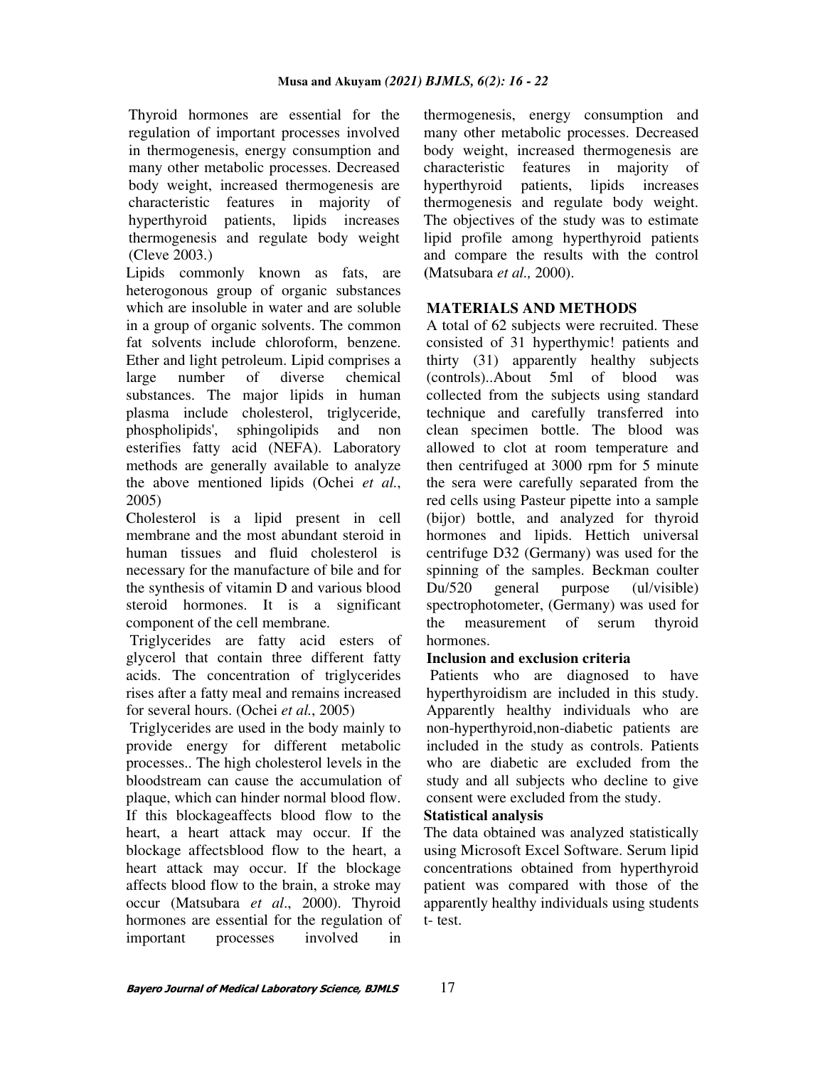Thyroid hormones are essential for the regulation of important processes involved in thermogenesis, energy consumption and many other metabolic processes. Decreased body weight, increased thermogenesis are characteristic features in majority of hyperthyroid patients, lipids increases thermogenesis and regulate body weight (Cleve 2003.)

Lipids commonly known as fats, are heterogonous group of organic substances which are insoluble in water and are soluble in a group of organic solvents. The common fat solvents include chloroform, benzene. Ether and light petroleum. Lipid comprises a large number of diverse chemical substances. The major lipids in human plasma include cholesterol, triglyceride, phospholipids', sphingolipids and non esterifies fatty acid (NEFA). Laboratory methods are generally available to analyze the above mentioned lipids (Ochei *et al.*, 2005)

Cholesterol is a lipid present in cell membrane and the most abundant steroid in human tissues and fluid cholesterol is necessary for the manufacture of bile and for the synthesis of vitamin D and various blood steroid hormones. It is a significant component of the cell membrane.

Triglycerides are fatty acid esters of glycerol that contain three different fatty acids. The concentration of triglycerides rises after a fatty meal and remains increased for several hours. (Ochei *et al.*, 2005)

Triglycerides are used in the body mainly to provide energy for different metabolic processes.. The high cholesterol levels in the bloodstream can cause the accumulation of plaque, which can hinder normal blood flow. If this blockageaffects blood flow to the heart, a heart attack may occur. If the blockage affectsblood flow to the heart, a heart attack may occur. If the blockage affects blood flow to the brain, a stroke may occur (Matsubara *et al*., 2000). Thyroid hormones are essential for the regulation of important processes involved in thermogenesis, energy consumption and many other metabolic processes. Decreased body weight, increased thermogenesis are characteristic features in majority of hyperthyroid patients, lipids increases thermogenesis and regulate body weight. The objectives of the study was to estimate lipid profile among hyperthyroid patients and compare the results with the control (Matsubara *et al.,* 2000).

## MATERIALS AND METHODS

A total of 62 subjects were recruited. These consisted of 31 hyperthymic! patients and thirty (31) apparently healthy subjects (controls)..About 5ml of blood was collected from the subjects using standard technique and carefully transferred into clean specimen bottle. The blood was allowed to clot at room temperature and then centrifuged at 3000 rpm for 5 minute the sera were carefully separated from the red cells using Pasteur pipette into a sample (bijor) bottle, and analyzed for thyroid hormones and lipids. Hettich universal centrifuge D32 (Germany) was used for the spinning of the samples. Beckman coulter Du/520 general purpose (ul/visible) spectrophotometer, (Germany) was used for the measurement of serum thyroid hormones.

### Inclusion and exclusion criteria

Patients who are diagnosed to have hyperthyroidism are included in this study. Apparently healthy individuals who are non-hyperthyroid,non-diabetic patients are included in the study as controls. Patients who are diabetic are excluded from the study and all subjects who decline to give consent were excluded from the study.

### Statistical analysis

The data obtained was analyzed statistically using Microsoft Excel Software. Serum lipid concentrations obtained from hyperthyroid patient was compared with those of the apparently healthy individuals using students t- test.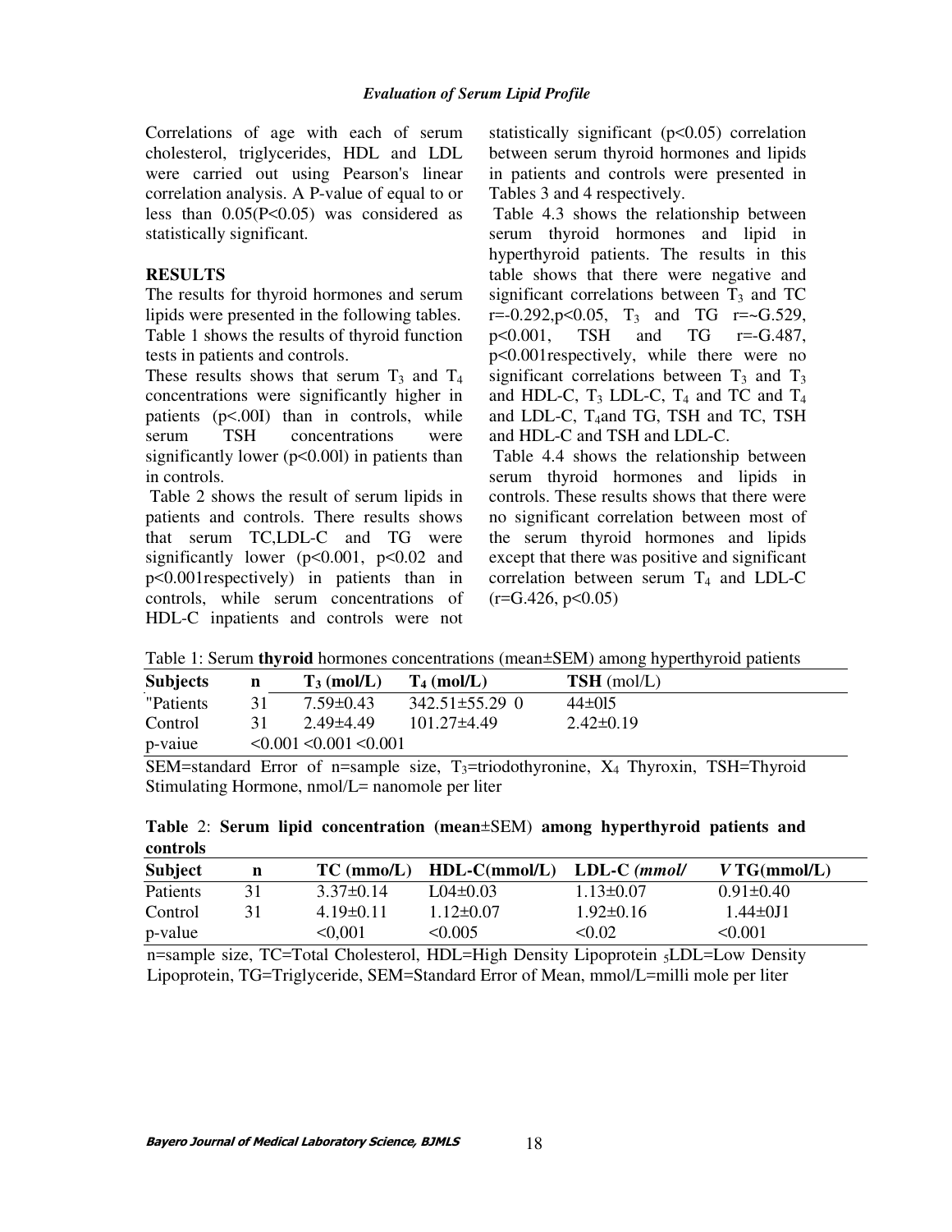Correlations of age with each of serum cholesterol, triglycerides, HDL and LDL were carried out using Pearson's linear correlation analysis. A P-value of equal to or less than 0.05(P<0.05) was considered as statistically significant.

**RESULTS**

The results for thyroid hormones and serum lipids were presented in the following tables. Table 1 shows the results of thyroid function tests in patients and controls.

These results shows that serum $T_3$ and $T_4$ concentrations were significantly higher in patients (p<.00I) than in controls, while serum TSH concentrations were significantly lower (p<0.00l) in patients than in controls.

Table 2 shows the result of serum lipids in patients and controls. There results shows that serum TC,LDL-C and TG were significantly lower (p<0.001, p<0.02 and p<0.001respectively) in patients than in controls, while serum concentrations of HDL-C inpatients and controls were not statistically significant (p<0.05) correlation between serum thyroid hormones and lipids in patients and controls were presented in Tables 3 and 4 respectively.

Table 4.3 shows the relationship between serum thyroid hormones and lipid in hyperthyroid patients. The results in this table shows that there were negative and significant correlations between $T_3$ and TC r=-0.292,p<0.05, $T_3$ and TG r=~G.529, p<0.001, TSH and TG r=-G.487, p<0.001respectively, while there were no significant correlations between $T_3$ and $T_3$ and HDL-C, $T_3$ LDL-C, $T_4$ and TC and $T_4$ and LDL-C, $T_4$and TG, TSH and TC, TSH and HDL-C and TSH and LDL-C.

Table 4.4 shows the relationship between serum thyroid hormones and lipids in controls. These results shows that there were no significant correlation between most of the serum thyroid hormones and lipids except that there was positive and significant correlation between serum $T_4$ and LDL-C (r=G.426, p<0.05)

Table 1: Serum **thyroid** hormones concentrations (mean±SEM) among hyperthyroid patients

| **Subjects** | **n** | **$T_3$ (mol/L)** | **$T_4$ (mol/L)** | **TSH** (mol/L) |
|---|---|---|---|---|
| "Patients | 31 | 7.59±0.43 | 342.51±55.29 0 | 44±015 |
| Control | 31 | 2.49±4.49 | 101.27±4.49 | 2.42±0.19 |
| p-vaiue | | <0.001 | <0.001 | <0.001 |

SEM=standard Error of n=sample size, $T_3$=triodothyronine, $X_4$ Thyroxin, TSH=Thyroid Stimulating Hormone, nmol/L= nanomole per liter

**Table** 2: **Serum lipid concentration (mean**±SEM) **among hyperthyroid patients and controls**

| **Subject** | **n** | **TC (mmo/L)** | **HDL-C(mmol/L)** | **LDL-C** ***(mmol/*** | ***V*** **TG(mmol/L)** |
|---|---|---|---|---|---|
| Patients | 31 | 3.37±0.14 | L04±0.03 | 1.13±0.07 | 0.91±0.40 |
| Control | 31 | 4.19±0.11 | 1.12±0.07 | 1.92±0.16 | 1.44±0J1 |
| p-value | | <0,001 | <0.005 | <0.02 | <0.001 |

n=sample size, TC=Total Cholesterol, HDL=High Density Lipoprotein $_5$LDL=Low Density Lipoprotein, TG=Triglyceride, SEM=Standard Error of Mean, mmol/L=milli mole per liter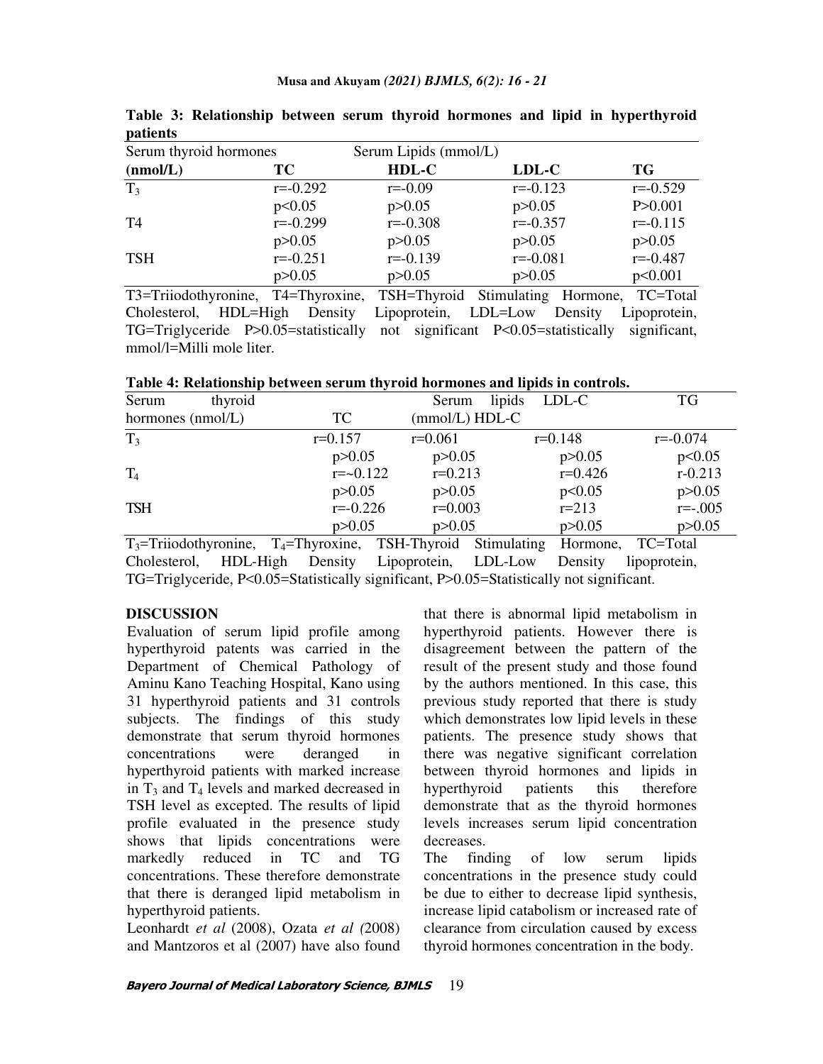**Table 3: Relationship between serum thyroid hormones and lipid in hyperthyroid patients**

| Serum thyroid hormones | Serum Lipids (mmol/L) | | | |
|---|---|---|---|---|
| **(nmol/L)** | **TC** | **HDL-C** | **LDL-C** | **TG** |
| $T_3$ | r=-0.292 | r=-0.09 | r=-0.123 | r=-0.529 |
| | p<0.05 | p>0.05 | p>0.05 | P>0.001 |
| T4 | r=-0.299 | r=-0.308 | r=-0.357 | r=-0.115 |
| | p>0.05 | p>0.05 | p>0.05 | p>0.05 |
| TSH | r=-0.251 | r=-0.139 | r=-0.081 | r=-0.487 |
| | p>0.05 | p>0.05 | p>0.05 | p<0.001 |

T3=Triiodothyronine, T4=Thyroxine, TSH=Thyroid Stimulating Hormone, TC=Total Cholesterol, HDL=High Density Lipoprotein, LDL=Low Density Lipoprotein, TG=Triglyceride P>0.05=statistically not significant P<0.05=statistically significant, mmol/l=Milli mole liter.

**Table 4: Relationship between serum thyroid hormones and lipids in controls.**

| Serum thyroid hormones (nmol/L) | TC | Serum lipids (mmol/L) HDL-C | LDL-C | TG |
|---|---|---|---|---|
| $T_3$ | r=0.157 | r=0.061 | r=0.148 | r=-0.074 |
| | p>0.05 | p>0.05 | p>0.05 | p<0.05 |
| $T_4$ | r=~0.122 | r=0.213 | r=0.426 | r-0.213 |
| | p>0.05 | p>0.05 | p<0.05 | p>0.05 |
| TSH | r=-0.226 | r=0.003 | r=213 | r=-.005 |
| | p>0.05 | p>0.05 | p>0.05 | p>0.05 |

$T_3$=Triiodothyronine, $T_4$=Thyroxine, TSH-Thyroid Stimulating Hormone, TC=Total Cholesterol, HDL-High Density Lipoprotein, LDL-Low Density lipoprotein, TG=Triglyceride, P<0.05=Statistically significant, P>0.05=Statistically not significant.

## DISCUSSION

Evaluation of serum lipid profile among hyperthyroid patents was carried in the Department of Chemical Pathology of Aminu Kano Teaching Hospital, Kano using 31 hyperthyroid patients and 31 controls subjects. The findings of this study demonstrate that serum thyroid hormones concentrations were deranged in hyperthyroid patients with marked increase in $T_3$ and $T_4$ levels and marked decreased in TSH level as excepted. The results of lipid profile evaluated in the presence study shows that lipids concentrations were markedly reduced in TC and TG concentrations. These therefore demonstrate that there is deranged lipid metabolism in hyperthyroid patients.

Leonhardt *et al* (2008), Ozata *et al (*2008) and Mantzoros et al (2007) have also found that there is abnormal lipid metabolism in hyperthyroid patients. However there is disagreement between the pattern of the result of the present study and those found by the authors mentioned. In this case, this previous study reported that there is study which demonstrates low lipid levels in these patients. The presence study shows that there was negative significant correlation between thyroid hormones and lipids in hyperthyroid patients this therefore demonstrate that as the thyroid hormones levels increases serum lipid concentration decreases.

The finding of low serum lipids concentrations in the presence study could be due to either to decrease lipid synthesis, increase lipid catabolism or increased rate of clearance from circulation caused by excess thyroid hormones concentration in the body.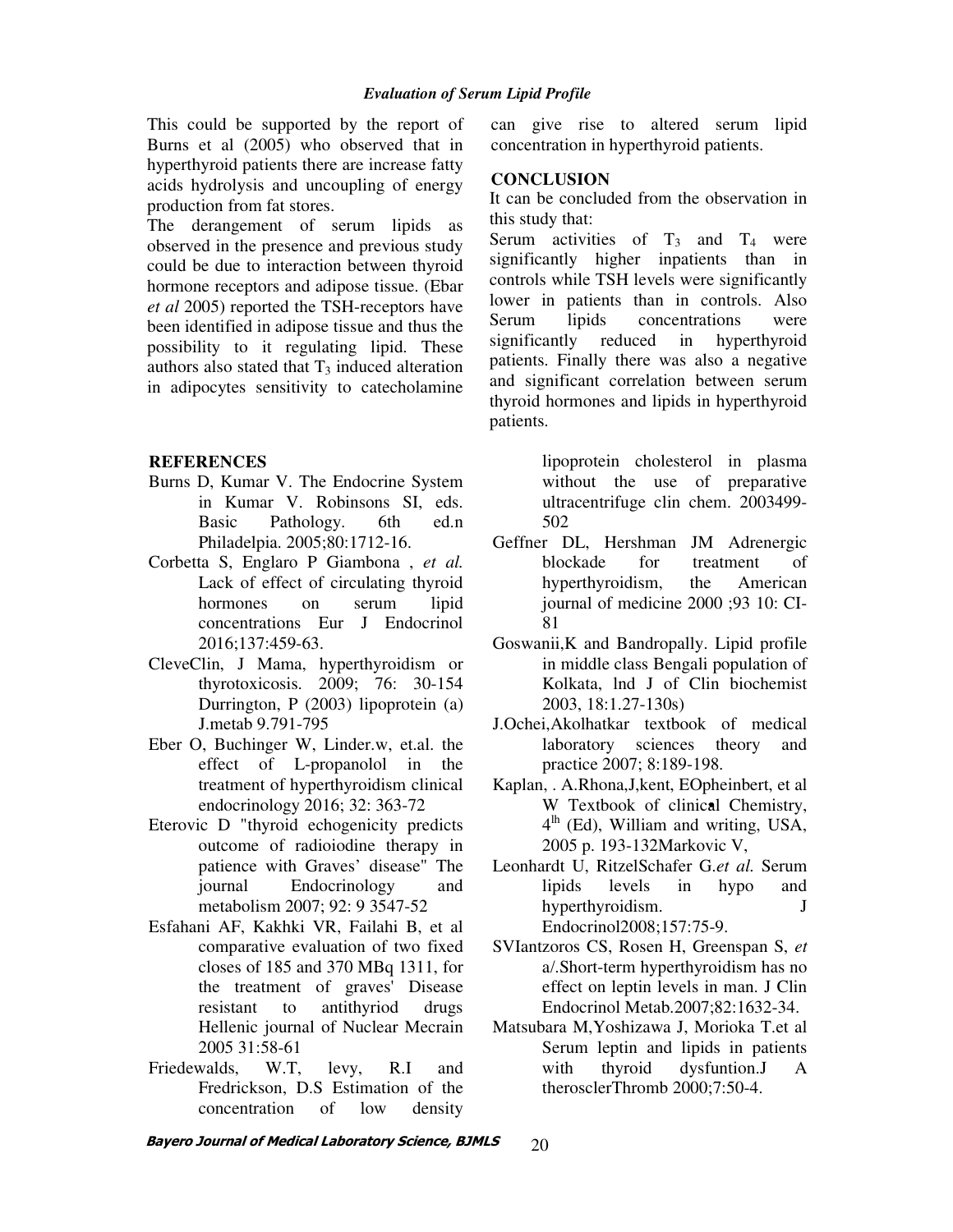This could be supported by the report of Burns et al (2005) who observed that in hyperthyroid patients there are increase fatty acids hydrolysis and uncoupling of energy production from fat stores.

The derangement of serum lipids as observed in the presence and previous study could be due to interaction between thyroid hormone receptors and adipose tissue. (Ebar *et al* 2005) reported the TSH-receptors have been identified in adipose tissue and thus the possibility to it regulating lipid. These authors also stated that $T_3$ induced alteration in adipocytes sensitivity to catecholamine can give rise to altered serum lipid concentration in hyperthyroid patients.

## CONCLUSION

It can be concluded from the observation in this study that:

Serum activities of $T_3$ and $T_4$ were significantly higher inpatients than in controls while TSH levels were significantly lower in patients than in controls. Also Serum lipids concentrations were significantly reduced in hyperthyroid patients. Finally there was also a negative and significant correlation between serum thyroid hormones and lipids in hyperthyroid patients.

## REFERENCES

Burns D, Kumar V. The Endocrine System in Kumar V. Robinsons SI, eds. Basic Pathology. 6th ed.n Philadelpia. 2005;80:1712-16.

Corbetta S, Englaro P Giambona , *et al.* Lack of effect of circulating thyroid hormones on serum lipid concentrations Eur J Endocrinol 2016;137:459-63.

CleveClin, J Mama, hyperthyroidism or thyrotoxicosis. 2009; 76: 30-154 Durrington, P (2003) lipoprotein (a) J.metab 9.791-795

Eber O, Buchinger W, Linder.w, et.al. the effect of L-propanolol in the treatment of hyperthyroidism clinical endocrinology 2016; 32: 363-72

Eterovic D "thyroid echogenicity predicts outcome of radioiodine therapy in patience with Graves' disease" The journal Endocrinology and metabolism 2007; 92: 9 3547-52

Esfahani AF, Kakhki VR, Failahi B, et al comparative evaluation of two fixed closes of 185 and 370 MBq 1311, for the treatment of graves' Disease resistant to antithyriod drugs Hellenic journal of Nuclear Mecrain 2005 31:58-61

Friedewalds, W.T, levy, R.I and Fredrickson, D.S Estimation of the concentration of low density lipoprotein cholesterol in plasma without the use of preparative ultracentrifuge clin chem. 2003499-502

Geffner DL, Hershman JM Adrenergic blockade for treatment of hyperthyroidism, the American journal of medicine 2000 ;93 10: CI-81

Goswanii,K and Bandropally. Lipid profile in middle class Bengali population of Kolkata, lnd J of Clin biochemist 2003, 18:1.27-130s)

J.Ochei,Akolhatkar textbook of medical laboratory sciences theory and practice 2007; 8:189-198.

Kaplan, . A.Rhona,J,kent, EOpheinbert, et al W Textbook of clinical Chemistry, $4^{th}$ (Ed), William and writing, USA, 2005 p. 193-132Markovic V,

Leonhardt U, RitzelSchafer G.*et al.* Serum lipids levels in hypo and hyperthyroidism. J Endocrinol2008;157:75-9.

SVIantzoros CS, Rosen H, Greenspan S, *et a/.*Short-term hyperthyroidism has no effect on leptin levels in man. J Clin Endocrinol Metab.2007;82:1632-34.

Matsubara M,Yoshizawa J, Morioka T.et al Serum leptin and lipids in patients with thyroid dysfuntion.J A therosclerThromb 2000;7:50-4.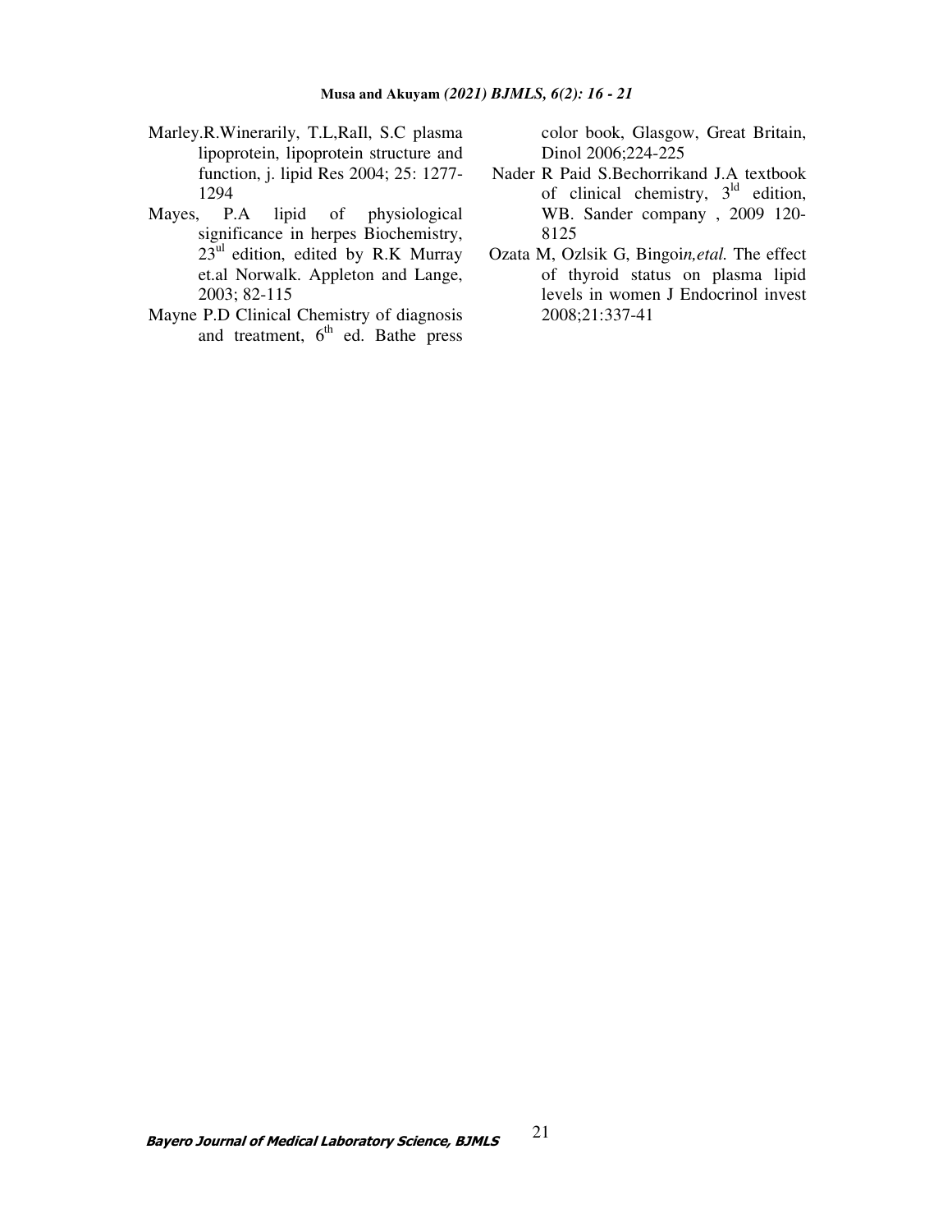Marley.R.Winerarily, T.L,RaIl, S.C plasma lipoprotein, lipoprotein structure and function, j. lipid Res 2004; 25: 1277-1294

Mayes, P.A lipid of physiological significance in herpes Biochemistry, 23[ul] edition, edited by R.K Murray et.al Norwalk. Appleton and Lange, 2003; 82-115

Mayne P.D Clinical Chemistry of diagnosis and treatment, 6[th] ed. Bathe press color book, Glasgow, Great Britain, Dinol 2006;224-225

Nader R Paid S.Bechorrikand J.A textbook of clinical chemistry, 3[ld] edition, WB. Sander company , 2009 120-8125

Ozata M, Ozlsik G, Bingoi*n,etal.* The effect of thyroid status on plasma lipid levels in women J Endocrinol invest 2008;21:337-41